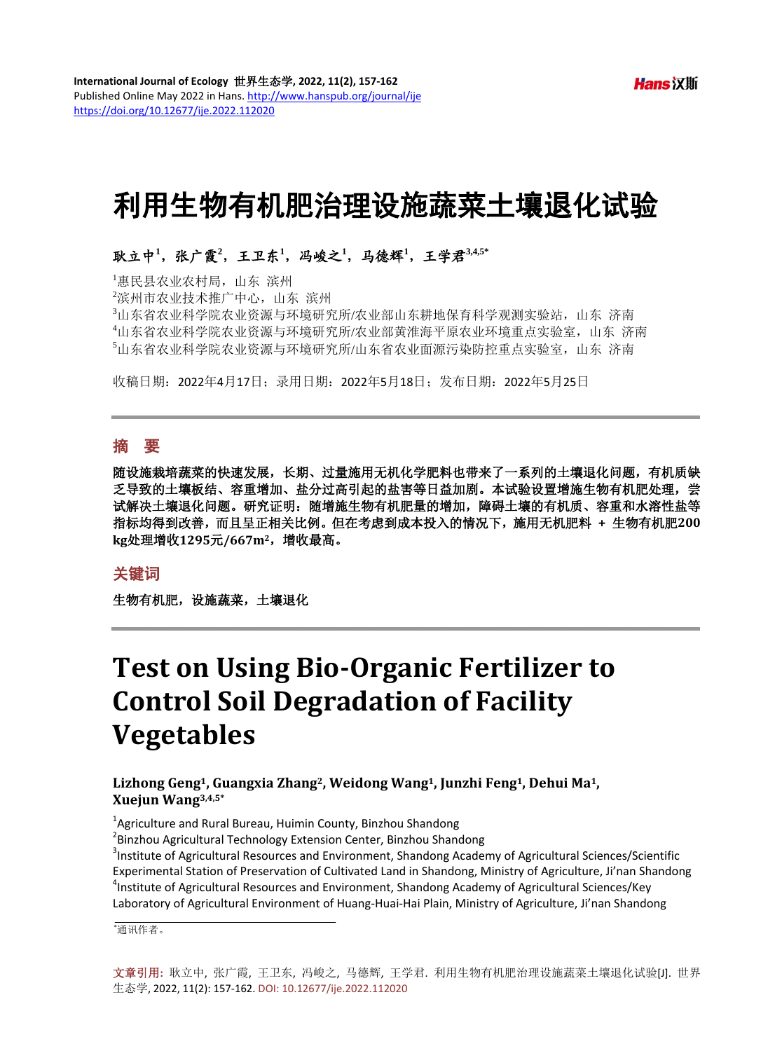# 利用生物有机肥治理设施蔬菜土壤退化试验

**耿立中[1]，张广霞[2]，王卫东[1]，冯峻之[1]，马德辉[1]，王学君[3,4,5*]**

[1]惠民县农业农村局，山东 滨州
[2]滨州市农业技术推广中心，山东 滨州
[3]山东省农业科学院农业资源与环境研究所/农业部山东耕地保育科学观测实验站，山东 济南
[4]山东省农业科学院农业资源与环境研究所/农业部黄淮海平原农业环境重点实验室，山东 济南
[5]山东省农业科学院农业资源与环境研究所/山东省农业面源污染防控重点实验室，山东 济南

收稿日期：2022年4月17日；录用日期：2022年5月18日；发布日期：2022年5月25日

## 摘 要

**随设施栽培蔬菜的快速发展，长期、过量施用无机化学肥料也带来了一系列的土壤退化问题，有机质缺乏导致的土壤板结、容重增加、盐分过高引起的盐害等日益加剧。本试验设置增施生物有机肥处理，尝试解决土壤退化问题。研究证明：随增施生物有机肥量的增加，障碍土壤的有机质、容重和水溶性盐等指标均得到改善，而且呈正相关比例。但在考虑到成本投入的情况下，施用无机肥料 + 生物有机肥200 kg处理增收1295元/667m²，增收最高。**

## 关键词

**生物有机肥，设施蔬菜，土壤退化**

# Test on Using Bio-Organic Fertilizer to Control Soil Degradation of Facility Vegetables

**Lizhong Geng[1], Guangxia Zhang[2], Weidong Wang[1], Junzhi Feng[1], Dehui Ma[1], Xuejun Wang[3,4,5*]**

[1]Agriculture and Rural Bureau, Huimin County, Binzhou Shandong
[2]Binzhou Agricultural Technology Extension Center, Binzhou Shandong
[3]Institute of Agricultural Resources and Environment, Shandong Academy of Agricultural Sciences/Scientific Experimental Station of Preservation of Cultivated Land in Shandong, Ministry of Agriculture, Ji'nan Shandong
[4]Institute of Agricultural Resources and Environment, Shandong Academy of Agricultural Sciences/Key Laboratory of Agricultural Environment of Huang-Huai-Hai Plain, Ministry of Agriculture, Ji'nan Shandong

*通讯作者。

文章引用: 耿立中, 张广霞, 王卫东, 冯峻之, 马德辉, 王学君. 利用生物有机肥治理设施蔬菜土壤退化试验[J]. 世界生态学, 2022, 11(2): 157-162. DOI: 10.12677/ije.2022.112020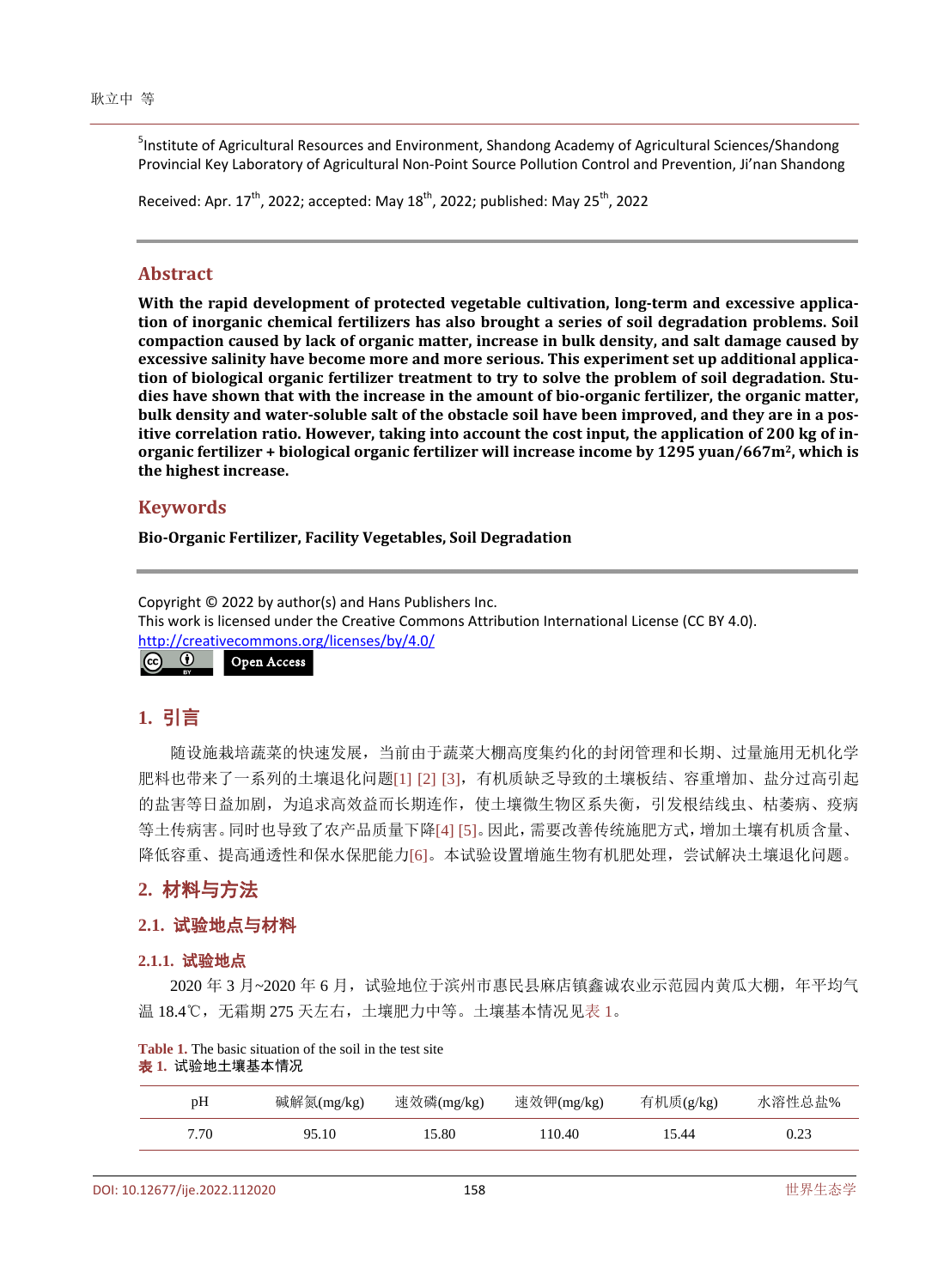[5]Institute of Agricultural Resources and Environment, Shandong Academy of Agricultural Sciences/Shandong Provincial Key Laboratory of Agricultural Non-Point Source Pollution Control and Prevention, Ji'nan Shandong

Received: Apr. 17th, 2022; accepted: May 18th, 2022; published: May 25th, 2022

## Abstract

**With the rapid development of protected vegetable cultivation, long-term and excessive application of inorganic chemical fertilizers has also brought a series of soil degradation problems. Soil compaction caused by lack of organic matter, increase in bulk density, and salt damage caused by excessive salinity have become more and more serious. This experiment set up additional application of biological organic fertilizer treatment to try to solve the problem of soil degradation. Studies have shown that with the increase in the amount of bio-organic fertilizer, the organic matter, bulk density and water-soluble salt of the obstacle soil have been improved, and they are in a positive correlation ratio. However, taking into account the cost input, the application of 200 kg of inorganic fertilizer + biological organic fertilizer will increase income by 1295 yuan/667m², which is the highest increase.**

## Keywords

**Bio-Organic Fertilizer, Facility Vegetables, Soil Degradation**

Copyright © 2022 by author(s) and Hans Publishers Inc.
This work is licensed under the Creative Commons Attribution International License (CC BY 4.0).
http://creativecommons.org/licenses/by/4.0/

Open Access

## 1. 引言

随设施栽培蔬菜的快速发展，当前由于蔬菜大棚高度集约化的封闭管理和长期、过量施用无机化学肥料也带来了一系列的土壤退化问题[1] [2] [3]，有机质缺乏导致的土壤板结、容重增加、盐分过高引起的盐害等日益加剧，为追求高效益而长期连作，使土壤微生物区系失衡，引发根结线虫、枯萎病、疫病等土传病害。同时也导致了农产品质量下降[4] [5]。因此，需要改善传统施肥方式，增加土壤有机质含量、降低容重、提高通透性和保水保肥能力[6]。本试验设置增施生物有机肥处理，尝试解决土壤退化问题。

## 2. 材料与方法

### 2.1. 试验地点与材料

#### 2.1.1. 试验地点

2020 年 3 月~2020 年 6 月，试验地位于滨州市惠民县麻店镇鑫诚农业示范园内黄瓜大棚，年平均气温 18.4℃，无霜期 275 天左右，土壤肥力中等。土壤基本情况见表 1。

**Table 1.** The basic situation of the soil in the test site
**表 1.** 试验地土壤基本情况

| pH | 碱解氮(mg/kg) | 速效磷(mg/kg) | 速效钾(mg/kg) | 有机质(g/kg) | 水溶性总盐% |
|---|---|---|---|---|---|
| 7.70 | 95.10 | 15.80 | 110.40 | 15.44 | 0.23 |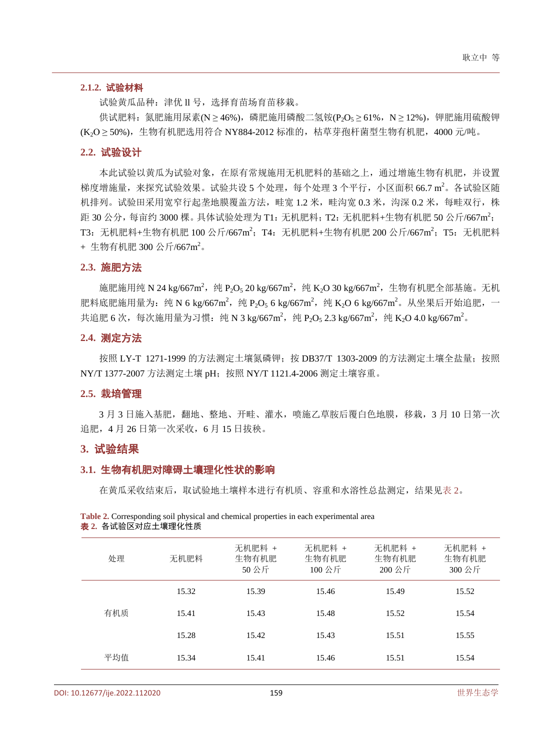### 2.1.2. 试验材料

试验黄瓜品种：津优 ll 号，选择育苗场育苗移栽。

供试肥料：氮肥施用尿素(N ≥ 46%)，磷肥施用磷酸二氢铵($P_2O_5$ ≥ 61%，N ≥ 12%)，钾肥施用硫酸钾($K_2O$ ≥ 50%)，生物有机肥选用符合 NY884-2012 标准的，枯草芽孢杆菌型生物有机肥，4000 元/吨。

## 2.2. 试验设计

本此试验以黄瓜为试验对象，在原有常规施用无机肥料的基础之上，通过增施生物有机肥，并设置梯度增施量，来探究试验效果。试验共设 5 个处理，每个处理 3 个平行，小区面积 66.7 $m^2$。各试验区随机排列。试验田采用宽窄行起垄地膜覆盖方法，畦宽 1.2 米，畦沟宽 0.3 米，沟深 0.2 米，每畦双行，株距 30 公分，每亩约 3000 棵。具体试验处理为 T1：无机肥料；T2：无机肥料+生物有机肥 50 公斤/667$m^2$；T3：无机肥料+生物有机肥 100 公斤/667$m^2$；T4：无机肥料+生物有机肥 200 公斤/667$m^2$；T5：无机肥料 + 生物有机肥 300 公斤/667$m^2$。

## 2.3. 施肥方法

施肥施用纯 N 24 kg/667$m^2$，纯 $P_2O_5$ 20 kg/667$m^2$，纯 $K_2O$ 30 kg/667$m^2$，生物有机肥全部基施。无机肥料底肥施用量为：纯 N 6 kg/667$m^2$，纯 $P_2O_5$ 6 kg/667$m^2$，纯 $K_2O$ 6 kg/667$m^2$。从坐果后开始追肥，一共追肥 6 次，每次施用量为习惯：纯 N 3 kg/667$m^2$，纯 $P_2O_5$ 2.3 kg/667$m^2$，纯 $K_2O$ 4.0 kg/667$m^2$。

## 2.4. 测定方法

按照 LY-T 1271-1999 的方法测定土壤氮磷钾；按 DB37/T 1303-2009 的方法测定土壤全盐量；按照 NY/T 1377-2007 方法测定土壤 pH；按照 NY/T 1121.4-2006 测定土壤容重。

## 2.5. 栽培管理

3 月 3 日施入基肥，翻地、整地、开畦、灌水，喷施乙草胺后覆白色地膜，移栽，3 月 10 日第一次追肥，4 月 26 日第一次采收，6 月 15 日拔秧。

# 3. 试验结果

## 3.1. 生物有机肥对障碍土壤理化性状的影响

在黄瓜采收结束后，取试验地土壤样本进行有机质、容重和水溶性总盐测定，结果见表 2。

**Table 2.** Corresponding soil physical and chemical properties in each experimental area
**表 2.** 各试验区对应土壤理化性质

| 处理 | 无机肥料 | 无机肥料 + 生物有机肥 50 公斤 | 无机肥料 + 生物有机肥 100 公斤 | 无机肥料 + 生物有机肥 200 公斤 | 无机肥料 + 生物有机肥 300 公斤 |
|---|---|---|---|---|---|
| | 15.32 | 15.39 | 15.46 | 15.49 | 15.52 |
| 有机质 | 15.41 | 15.43 | 15.48 | 15.52 | 15.54 |
| | 15.28 | 15.42 | 15.43 | 15.51 | 15.55 |
| 平均值 | 15.34 | 15.41 | 15.46 | 15.51 | 15.54 |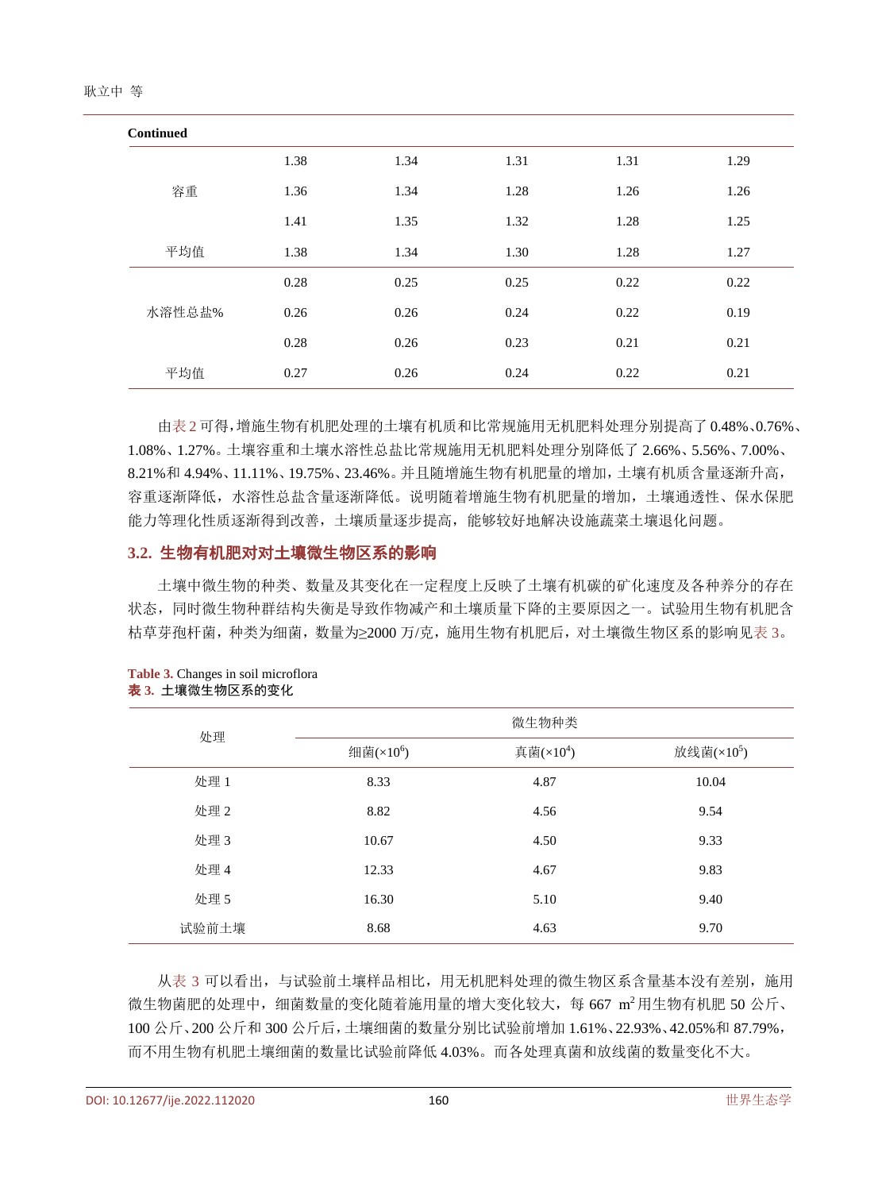Continued

| | | | | | |
|---|---|---|---|---|---|
| 容重 | 1.38 | 1.34 | 1.31 | 1.31 | 1.29 |
| | 1.36 | 1.34 | 1.28 | 1.26 | 1.26 |
| | 1.41 | 1.35 | 1.32 | 1.28 | 1.25 |
| 平均值 | 1.38 | 1.34 | 1.30 | 1.28 | 1.27 |
| 水溶性总盐% | 0.28 | 0.25 | 0.25 | 0.22 | 0.22 |
| | 0.26 | 0.26 | 0.24 | 0.22 | 0.19 |
| | 0.28 | 0.26 | 0.23 | 0.21 | 0.21 |
| 平均值 | 0.27 | 0.26 | 0.24 | 0.22 | 0.21 |

由表2可得，增施生物有机肥处理的土壤有机质和比常规施用无机肥料处理分别提高了0.48%、0.76%、1.08%、1.27%。土壤容重和土壤水溶性总盐比常规施用无机肥料处理分别降低了2.66%、5.56%、7.00%、8.21%和4.94%、11.11%、19.75%、23.46%。并且随增施生物有机肥量的增加，土壤有机质含量逐渐升高，容重逐渐降低，水溶性总盐含量逐渐降低。说明随着增施生物有机肥量的增加，土壤通透性、保水保肥能力等理化性质逐渐得到改善，土壤质量逐步提高，能够较好地解决设施蔬菜土壤退化问题。

### 3.2. 生物有机肥对对土壤微生物区系的影响

土壤中微生物的种类、数量及其变化在一定程度上反映了土壤有机碳的矿化速度及各种养分的存在状态，同时微生物种群结构失衡是导致作物减产和土壤质量下降的主要原因之一。试验用生物有机肥含枯草芽孢杆菌，种类为细菌，数量为≥2000万/克，施用生物有机肥后，对土壤微生物区系的影响见表3。

**Table 3.** Changes in soil microflora
**表3.** 土壤微生物区系的变化

| 处理 | 微生物种类 | | |
|---|---|---|---|
| | 细菌($\times10^6$) | 真菌($\times10^4$) | 放线菌($\times10^5$) |
| 处理1 | 8.33 | 4.87 | 10.04 |
| 处理2 | 8.82 | 4.56 | 9.54 |
| 处理3 | 10.67 | 4.50 | 9.33 |
| 处理4 | 12.33 | 4.67 | 9.83 |
| 处理5 | 16.30 | 5.10 | 9.40 |
| 试验前土壤 | 8.68 | 4.63 | 9.70 |

从表3可以看出，与试验前土壤样品相比，用无机肥料处理的微生物区系含量基本没有差别，施用微生物菌肥的处理中，细菌数量的变化随着施用量的增大变化较大，每667 $m^2$用生物有机肥50公斤、100公斤、200公斤和300公斤后，土壤细菌的数量分别比试验前增加1.61%、22.93%、42.05%和87.79%，而不用生物有机肥土壤细菌的数量比试验前降低4.03%。而各处理真菌和放线菌的数量变化不大。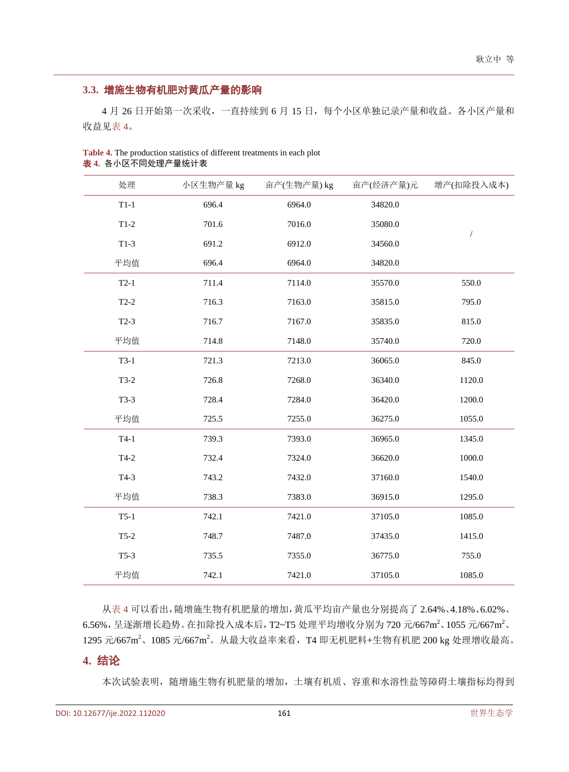### 3.3. 增施生物有机肥对黄瓜产量的影响

4 月 26 日开始第一次采收，一直持续到 6 月 15 日，每个小区单独记录产量和收益。各小区产量和收益见表 4。

**Table 4.** The production statistics of different treatments in each plot
**表 4.** 各小区不同处理产量统计表

| 处理 | 小区生物产量 kg | 亩产(生物产量) kg | 亩产(经济产量)元 | 增产(扣除投入成本) |
|---|---|---|---|---|
| T1-1 | 696.4 | 6964.0 | 34820.0 | / |
| T1-2 | 701.6 | 7016.0 | 35080.0 | |
| T1-3 | 691.2 | 6912.0 | 34560.0 | |
| 平均值 | 696.4 | 6964.0 | 34820.0 | |
| T2-1 | 711.4 | 7114.0 | 35570.0 | 550.0 |
| T2-2 | 716.3 | 7163.0 | 35815.0 | 795.0 |
| T2-3 | 716.7 | 7167.0 | 35835.0 | 815.0 |
| 平均值 | 714.8 | 7148.0 | 35740.0 | 720.0 |
| T3-1 | 721.3 | 7213.0 | 36065.0 | 845.0 |
| T3-2 | 726.8 | 7268.0 | 36340.0 | 1120.0 |
| T3-3 | 728.4 | 7284.0 | 36420.0 | 1200.0 |
| 平均值 | 725.5 | 7255.0 | 36275.0 | 1055.0 |
| T4-1 | 739.3 | 7393.0 | 36965.0 | 1345.0 |
| T4-2 | 732.4 | 7324.0 | 36620.0 | 1000.0 |
| T4-3 | 743.2 | 7432.0 | 37160.0 | 1540.0 |
| 平均值 | 738.3 | 7383.0 | 36915.0 | 1295.0 |
| T5-1 | 742.1 | 7421.0 | 37105.0 | 1085.0 |
| T5-2 | 748.7 | 7487.0 | 37435.0 | 1415.0 |
| T5-3 | 735.5 | 7355.0 | 36775.0 | 755.0 |
| 平均值 | 742.1 | 7421.0 | 37105.0 | 1085.0 |

从表 4 可以看出，随增施生物有机肥量的增加，黄瓜平均亩产量也分别提高了 2.64%、4.18%、6.02%、6.56%，呈逐渐增长趋势。在扣除投入成本后，T2~T5 处理平均增收分别为 720 元/667m$^2$、1055 元/667m$^2$、1295 元/667m$^2$、1085 元/667m$^2$。从最大收益率来看，T4 即无机肥料+生物有机肥 200 kg 处理增收最高。

## 4. 结论

本次试验表明，随增施生物有机肥量的增加，土壤有机质、容重和水溶性盐等障碍土壤指标均得到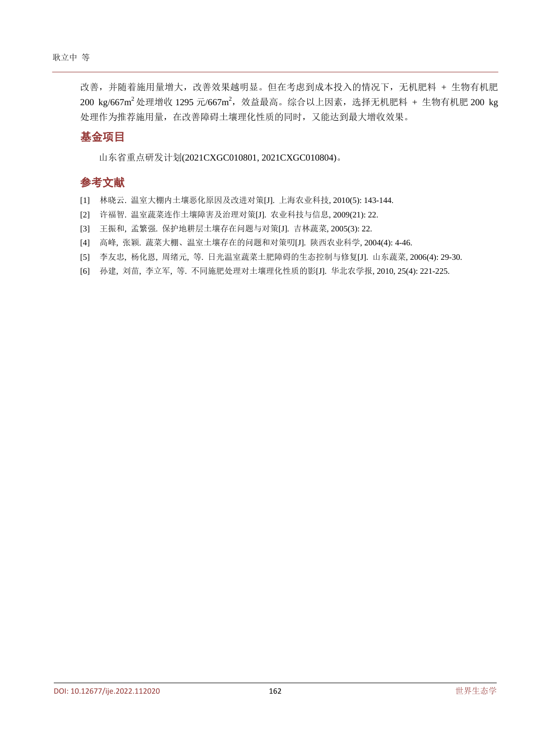改善，并随着施用量增大，改善效果越明显。但在考虑到成本投入的情况下，无机肥料 + 生物有机肥 200 kg/667m$^2$ 处理增收 1295 元/667m$^2$，效益最高。综合以上因素，选择无机肥料 + 生物有机肥 200 kg 处理作为推荐施用量，在改善障碍土壤理化性质的同时，又能达到最大增收效果。

## 基金项目

山东省重点研发计划(2021CXGC010801, 2021CXGC010804)。

## 参考文献

[1] 林晓云. 温室大棚内土壤恶化原因及改进对策[J]. 上海农业科技, 2010(5): 143-144.

[2] 许福智. 温室蔬菜连作土壤障害及治理对策[J]. 农业科技与信息, 2009(21): 22.

[3] 王振和, 孟繁强. 保护地耕层土壤存在问题与对策[J]. 吉林蔬菜, 2005(3): 22.

[4] 高峰, 张颖. 蔬菜大棚、温室土壤存在的问题和对策叨[J]. 陕西农业科学, 2004(4): 4-46.

[5] 李友忠, 杨化恩, 周绪元, 等. 日光温室蔬菜土肥障碍的生态控制与修复[J]. 山东蔬菜, 2006(4): 29-30.

[6] 孙建, 刘苗, 李立军, 等. 不同施肥处理对土壤理化性质的影[J]. 华北农学报, 2010, 25(4): 221-225.